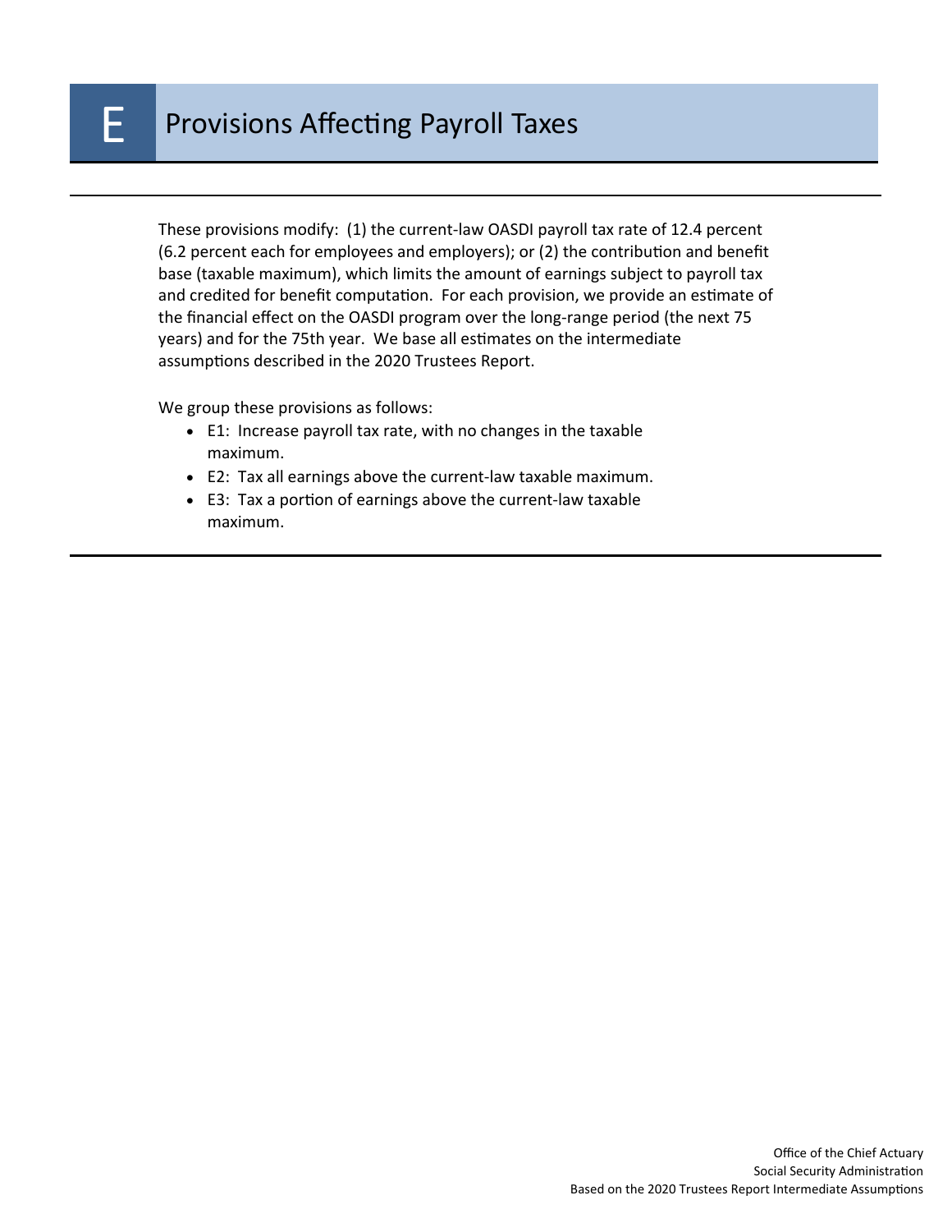# E Provisions Affecting Payroll Taxes

These provisions modify: (1) the current-law OASDI payroll tax rate of 12.4 percent (6.2 percent each for employees and employers); or (2) the contribution and benefit base (taxable maximum), which limits the amount of earnings subject to payroll tax and credited for benefit computation. For each provision, we provide an estimate of the financial effect on the OASDI program over the long-range period (the next 75 years) and for the 75th year. We base all estimates on the intermediate assumptions described in the 2020 Trustees Report.

We group these provisions as follows:

- E1: Increase payroll tax rate, with no changes in the taxable maximum.
- E2: Tax all earnings above the current-law taxable maximum.
- E3: Tax a portion of earnings above the current-law taxable maximum.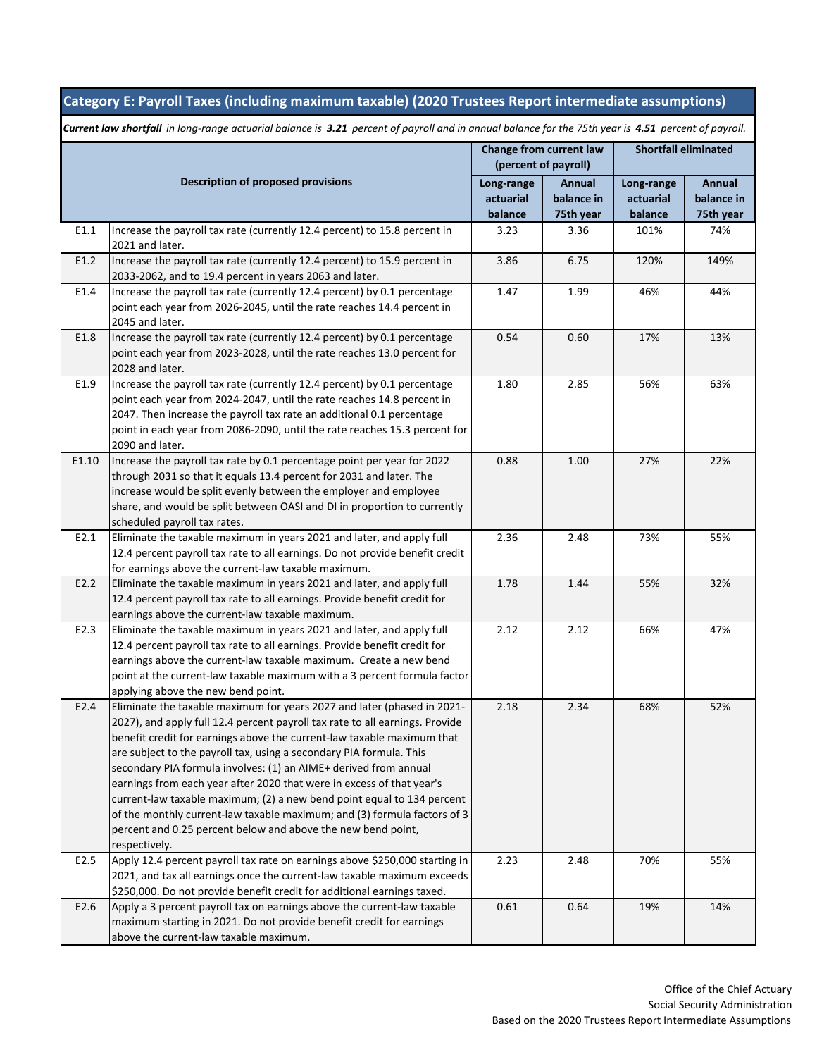## Category E: Payroll Taxes (including maximum taxable) (2020 Trustees Report intermediate assumptions)

***Current law shortfall** in long-range actuarial balance is **3.21** percent of payroll and in annual balance for the 75th year is **4.51** percent of payroll.*

| | Description of proposed provisions | Change from current law (percent of payroll) | | Shortfall eliminated | |
|---|---|---|---|---|---|
| | | Long-range actuarial balance | Annual balance in 75th year | Long-range actuarial balance | Annual balance in 75th year |
| E1.1 | Increase the payroll tax rate (currently 12.4 percent) to 15.8 percent in 2021 and later. | 3.23 | 3.36 | 101% | 74% |
| E1.2 | Increase the payroll tax rate (currently 12.4 percent) to 15.9 percent in 2033-2062, and to 19.4 percent in years 2063 and later. | 3.86 | 6.75 | 120% | 149% |
| E1.4 | Increase the payroll tax rate (currently 12.4 percent) by 0.1 percentage point each year from 2026-2045, until the rate reaches 14.4 percent in 2045 and later. | 1.47 | 1.99 | 46% | 44% |
| E1.8 | Increase the payroll tax rate (currently 12.4 percent) by 0.1 percentage point each year from 2023-2028, until the rate reaches 13.0 percent for 2028 and later. | 0.54 | 0.60 | 17% | 13% |
| E1.9 | Increase the payroll tax rate (currently 12.4 percent) by 0.1 percentage point each year from 2024-2047, until the rate reaches 14.8 percent in 2047. Then increase the payroll tax rate an additional 0.1 percentage point in each year from 2086-2090, until the rate reaches 15.3 percent for 2090 and later. | 1.80 | 2.85 | 56% | 63% |
| E1.10 | Increase the payroll tax rate by 0.1 percentage point per year for 2022 through 2031 so that it equals 13.4 percent for 2031 and later. The increase would be split evenly between the employer and employee share, and would be split between OASI and DI in proportion to currently scheduled payroll tax rates. | 0.88 | 1.00 | 27% | 22% |
| E2.1 | Eliminate the taxable maximum in years 2021 and later, and apply full 12.4 percent payroll tax rate to all earnings. Do not provide benefit credit for earnings above the current-law taxable maximum. | 2.36 | 2.48 | 73% | 55% |
| E2.2 | Eliminate the taxable maximum in years 2021 and later, and apply full 12.4 percent payroll tax rate to all earnings. Provide benefit credit for earnings above the current-law taxable maximum. | 1.78 | 1.44 | 55% | 32% |
| E2.3 | Eliminate the taxable maximum in years 2021 and later, and apply full 12.4 percent payroll tax rate to all earnings. Provide benefit credit for earnings above the current-law taxable maximum. Create a new bend point at the current-law taxable maximum with a 3 percent formula factor applying above the new bend point. | 2.12 | 2.12 | 66% | 47% |
| E2.4 | Eliminate the taxable maximum for years 2027 and later (phased in 2021-2027), and apply full 12.4 percent payroll tax rate to all earnings. Provide benefit credit for earnings above the current-law taxable maximum that are subject to the payroll tax, using a secondary PIA formula. This secondary PIA formula involves: (1) an AIME+ derived from annual earnings from each year after 2020 that were in excess of that year's current-law taxable maximum; (2) a new bend point equal to 134 percent of the monthly current-law taxable maximum; and (3) formula factors of 3 percent and 0.25 percent below and above the new bend point, respectively. | 2.18 | 2.34 | 68% | 52% |
| E2.5 | Apply 12.4 percent payroll tax rate on earnings above $250,000 starting in 2021, and tax all earnings once the current-law taxable maximum exceeds $250,000. Do not provide benefit credit for additional earnings taxed. | 2.23 | 2.48 | 70% | 55% |
| E2.6 | Apply a 3 percent payroll tax on earnings above the current-law taxable maximum starting in 2021. Do not provide benefit credit for earnings above the current-law taxable maximum. | 0.61 | 0.64 | 19% | 14% |

Office of the Chief Actuary
Social Security Administration
Based on the 2020 Trustees Report Intermediate Assumptions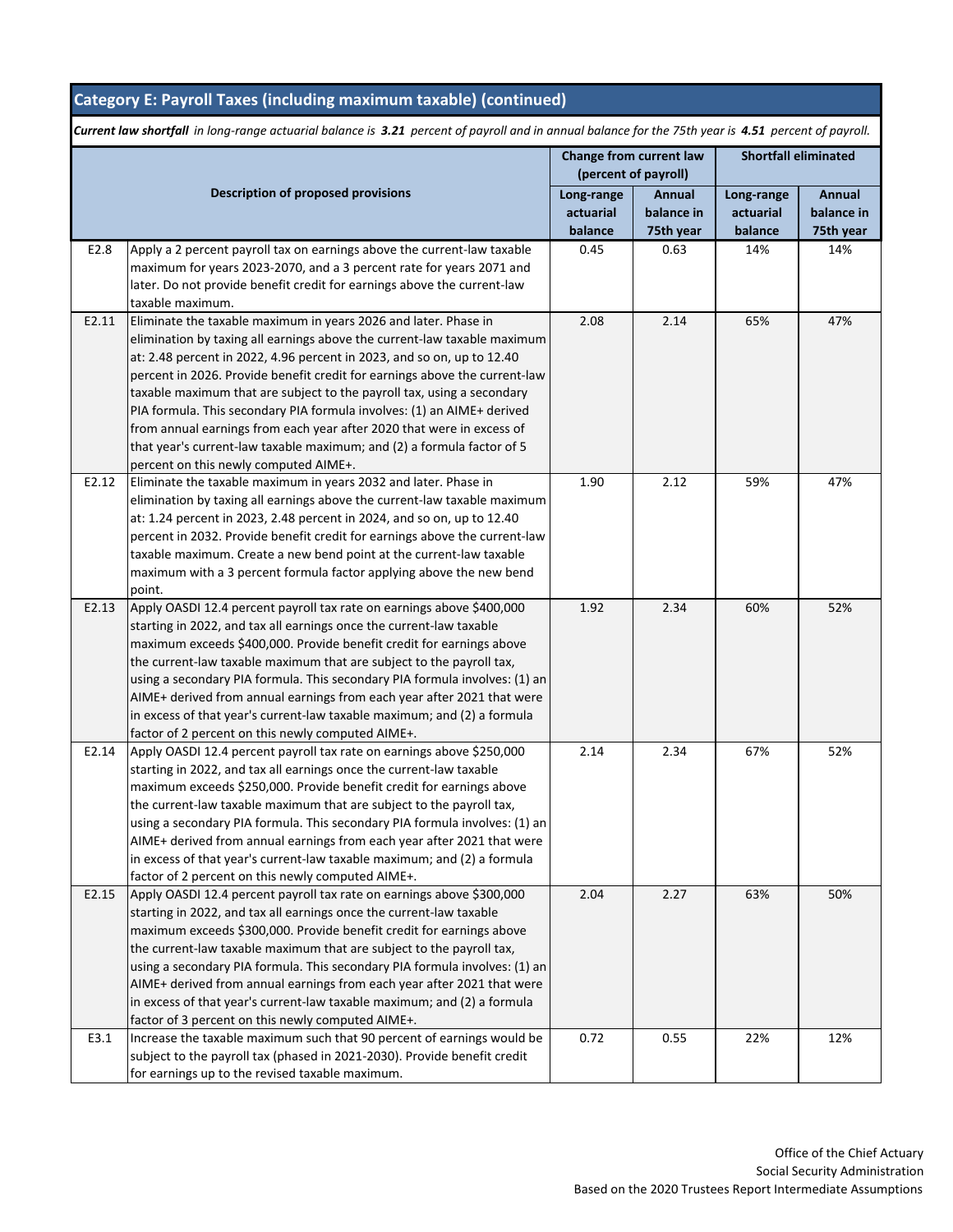## Category E: Payroll Taxes (including maximum taxable) (continued)

***Current law shortfall*** *in long-range actuarial balance is* ***3.21*** *percent of payroll and in annual balance for the 75th year is* ***4.51*** *percent of payroll.*

| | Description of proposed provisions | Change from current law (percent of payroll) | | Shortfall eliminated | |
|---|---|---|---|---|---|
| | | Long-range actuarial balance | Annual balance in 75th year | Long-range actuarial balance | Annual balance in 75th year |
| E2.8 | Apply a 2 percent payroll tax on earnings above the current-law taxable maximum for years 2023-2070, and a 3 percent rate for years 2071 and later. Do not provide benefit credit for earnings above the current-law taxable maximum. | 0.45 | 0.63 | 14% | 14% |
| E2.11 | Eliminate the taxable maximum in years 2026 and later. Phase in elimination by taxing all earnings above the current-law taxable maximum at: 2.48 percent in 2022, 4.96 percent in 2023, and so on, up to 12.40 percent in 2026. Provide benefit credit for earnings above the current-law taxable maximum that are subject to the payroll tax, using a secondary PIA formula. This secondary PIA formula involves: (1) an AIME+ derived from annual earnings from each year after 2020 that were in excess of that year's current-law taxable maximum; and (2) a formula factor of 5 percent on this newly computed AIME+. | 2.08 | 2.14 | 65% | 47% |
| E2.12 | Eliminate the taxable maximum in years 2032 and later. Phase in elimination by taxing all earnings above the current-law taxable maximum at: 1.24 percent in 2023, 2.48 percent in 2024, and so on, up to 12.40 percent in 2032. Provide benefit credit for earnings above the current-law taxable maximum. Create a new bend point at the current-law taxable maximum with a 3 percent formula factor applying above the new bend point. | 1.90 | 2.12 | 59% | 47% |
| E2.13 | Apply OASDI 12.4 percent payroll tax rate on earnings above $400,000 starting in 2022, and tax all earnings once the current-law taxable maximum exceeds $400,000. Provide benefit credit for earnings above the current-law taxable maximum that are subject to the payroll tax, using a secondary PIA formula. This secondary PIA formula involves: (1) an AIME+ derived from annual earnings from each year after 2021 that were in excess of that year's current-law taxable maximum; and (2) a formula factor of 2 percent on this newly computed AIME+. | 1.92 | 2.34 | 60% | 52% |
| E2.14 | Apply OASDI 12.4 percent payroll tax rate on earnings above $250,000 starting in 2022, and tax all earnings once the current-law taxable maximum exceeds $250,000. Provide benefit credit for earnings above the current-law taxable maximum that are subject to the payroll tax, using a secondary PIA formula. This secondary PIA formula involves: (1) an AIME+ derived from annual earnings from each year after 2021 that were in excess of that year's current-law taxable maximum; and (2) a formula factor of 2 percent on this newly computed AIME+. | 2.14 | 2.34 | 67% | 52% |
| E2.15 | Apply OASDI 12.4 percent payroll tax rate on earnings above $300,000 starting in 2022, and tax all earnings once the current-law taxable maximum exceeds $300,000. Provide benefit credit for earnings above the current-law taxable maximum that are subject to the payroll tax, using a secondary PIA formula. This secondary PIA formula involves: (1) an AIME+ derived from annual earnings from each year after 2021 that were in excess of that year's current-law taxable maximum; and (2) a formula factor of 3 percent on this newly computed AIME+. | 2.04 | 2.27 | 63% | 50% |
| E3.1 | Increase the taxable maximum such that 90 percent of earnings would be subject to the payroll tax (phased in 2021-2030). Provide benefit credit for earnings up to the revised taxable maximum. | 0.72 | 0.55 | 22% | 12% |

Office of the Chief Actuary
Social Security Administration
Based on the 2020 Trustees Report Intermediate Assumptions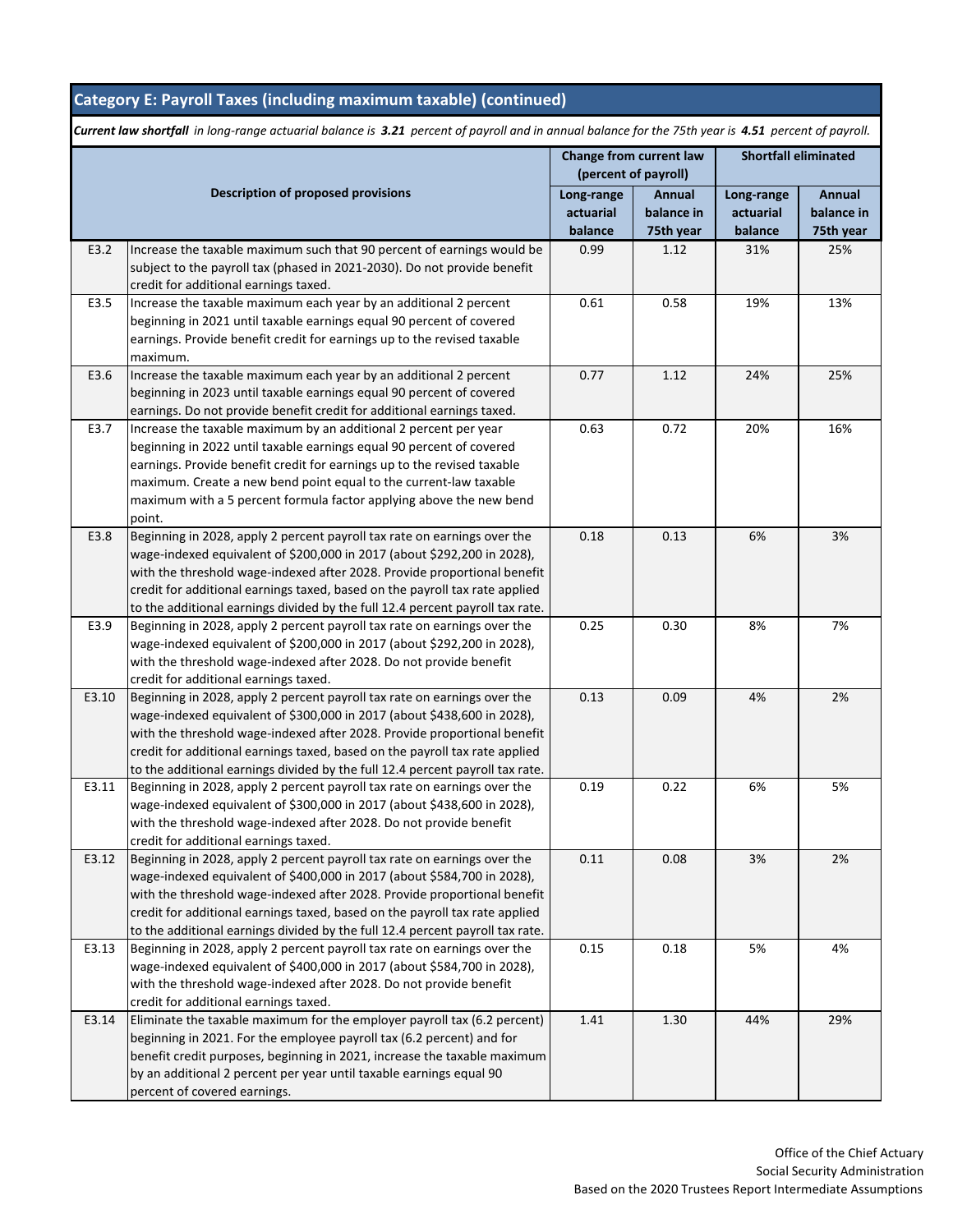## Category E: Payroll Taxes (including maximum taxable) (continued)

***Current law shortfall*** *in long-range actuarial balance is* ***3.21*** *percent of payroll and in annual balance for the 75th year is* ***4.51*** *percent of payroll.*

| | Description of proposed provisions | Change from current law (percent of payroll) | | Shortfall eliminated | |
|---|---|---|---|---|---|
| | | Long-range actuarial balance | Annual balance in 75th year | Long-range actuarial balance | Annual balance in 75th year |
| E3.2 | Increase the taxable maximum such that 90 percent of earnings would be subject to the payroll tax (phased in 2021-2030). Do not provide benefit credit for additional earnings taxed. | 0.99 | 1.12 | 31% | 25% |
| E3.5 | Increase the taxable maximum each year by an additional 2 percent beginning in 2021 until taxable earnings equal 90 percent of covered earnings. Provide benefit credit for earnings up to the revised taxable maximum. | 0.61 | 0.58 | 19% | 13% |
| E3.6 | Increase the taxable maximum each year by an additional 2 percent beginning in 2023 until taxable earnings equal 90 percent of covered earnings. Do not provide benefit credit for additional earnings taxed. | 0.77 | 1.12 | 24% | 25% |
| E3.7 | Increase the taxable maximum by an additional 2 percent per year beginning in 2022 until taxable earnings equal 90 percent of covered earnings. Provide benefit credit for earnings up to the revised taxable maximum. Create a new bend point equal to the current-law taxable maximum with a 5 percent formula factor applying above the new bend point. | 0.63 | 0.72 | 20% | 16% |
| E3.8 | Beginning in 2028, apply 2 percent payroll tax rate on earnings over the wage-indexed equivalent of $200,000 in 2017 (about $292,200 in 2028), with the threshold wage-indexed after 2028. Provide proportional benefit credit for additional earnings taxed, based on the payroll tax rate applied to the additional earnings divided by the full 12.4 percent payroll tax rate. | 0.18 | 0.13 | 6% | 3% |
| E3.9 | Beginning in 2028, apply 2 percent payroll tax rate on earnings over the wage-indexed equivalent of $200,000 in 2017 (about $292,200 in 2028), with the threshold wage-indexed after 2028. Do not provide benefit credit for additional earnings taxed. | 0.25 | 0.30 | 8% | 7% |
| E3.10 | Beginning in 2028, apply 2 percent payroll tax rate on earnings over the wage-indexed equivalent of $300,000 in 2017 (about $438,600 in 2028), with the threshold wage-indexed after 2028. Provide proportional benefit credit for additional earnings taxed, based on the payroll tax rate applied to the additional earnings divided by the full 12.4 percent payroll tax rate. | 0.13 | 0.09 | 4% | 2% |
| E3.11 | Beginning in 2028, apply 2 percent payroll tax rate on earnings over the wage-indexed equivalent of $300,000 in 2017 (about $438,600 in 2028), with the threshold wage-indexed after 2028. Do not provide benefit credit for additional earnings taxed. | 0.19 | 0.22 | 6% | 5% |
| E3.12 | Beginning in 2028, apply 2 percent payroll tax rate on earnings over the wage-indexed equivalent of $400,000 in 2017 (about $584,700 in 2028), with the threshold wage-indexed after 2028. Provide proportional benefit credit for additional earnings taxed, based on the payroll tax rate applied to the additional earnings divided by the full 12.4 percent payroll tax rate. | 0.11 | 0.08 | 3% | 2% |
| E3.13 | Beginning in 2028, apply 2 percent payroll tax rate on earnings over the wage-indexed equivalent of $400,000 in 2017 (about $584,700 in 2028), with the threshold wage-indexed after 2028. Do not provide benefit credit for additional earnings taxed. | 0.15 | 0.18 | 5% | 4% |
| E3.14 | Eliminate the taxable maximum for the employer payroll tax (6.2 percent) beginning in 2021. For the employee payroll tax (6.2 percent) and for benefit credit purposes, beginning in 2021, increase the taxable maximum by an additional 2 percent per year until taxable earnings equal 90 percent of covered earnings. | 1.41 | 1.30 | 44% | 29% |

Office of the Chief Actuary
Social Security Administration
Based on the 2020 Trustees Report Intermediate Assumptions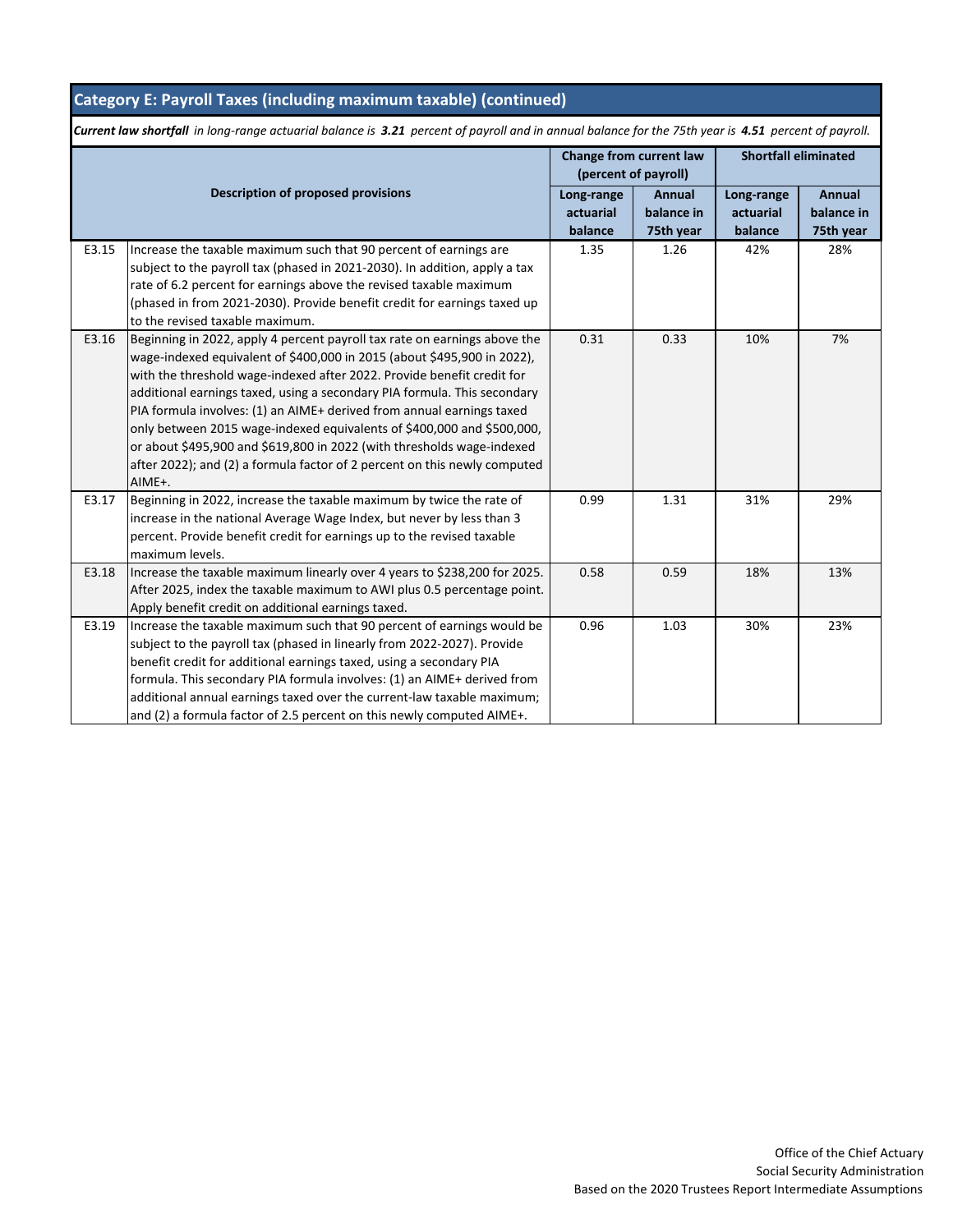## Category E: Payroll Taxes (including maximum taxable) (continued)

***Current law shortfall** in long-range actuarial balance is **3.21** percent of payroll and in annual balance for the 75th year is **4.51** percent of payroll.*

| | Description of proposed provisions | Change from current law (percent of payroll) | | Shortfall eliminated | |
|---|---|---|---|---|---|
| | | Long-range actuarial balance | Annual balance in 75th year | Long-range actuarial balance | Annual balance in 75th year |
| E3.15 | Increase the taxable maximum such that 90 percent of earnings are subject to the payroll tax (phased in 2021-2030). In addition, apply a tax rate of 6.2 percent for earnings above the revised taxable maximum (phased in from 2021-2030). Provide benefit credit for earnings taxed up to the revised taxable maximum. | 1.35 | 1.26 | 42% | 28% |
| E3.16 | Beginning in 2022, apply 4 percent payroll tax rate on earnings above the wage-indexed equivalent of $400,000 in 2015 (about $495,900 in 2022), with the threshold wage-indexed after 2022. Provide benefit credit for additional earnings taxed, using a secondary PIA formula. This secondary PIA formula involves: (1) an AIME+ derived from annual earnings taxed only between 2015 wage-indexed equivalents of $400,000 and $500,000, or about $495,900 and $619,800 in 2022 (with thresholds wage-indexed after 2022); and (2) a formula factor of 2 percent on this newly computed AIME+. | 0.31 | 0.33 | 10% | 7% |
| E3.17 | Beginning in 2022, increase the taxable maximum by twice the rate of increase in the national Average Wage Index, but never by less than 3 percent. Provide benefit credit for earnings up to the revised taxable maximum levels. | 0.99 | 1.31 | 31% | 29% |
| E3.18 | Increase the taxable maximum linearly over 4 years to $238,200 for 2025. After 2025, index the taxable maximum to AWI plus 0.5 percentage point. Apply benefit credit on additional earnings taxed. | 0.58 | 0.59 | 18% | 13% |
| E3.19 | Increase the taxable maximum such that 90 percent of earnings would be subject to the payroll tax (phased in linearly from 2022-2027). Provide benefit credit for additional earnings taxed, using a secondary PIA formula. This secondary PIA formula involves: (1) an AIME+ derived from additional annual earnings taxed over the current-law taxable maximum; and (2) a formula factor of 2.5 percent on this newly computed AIME+. | 0.96 | 1.03 | 30% | 23% |

Office of the Chief Actuary
Social Security Administration
Based on the 2020 Trustees Report Intermediate Assumptions